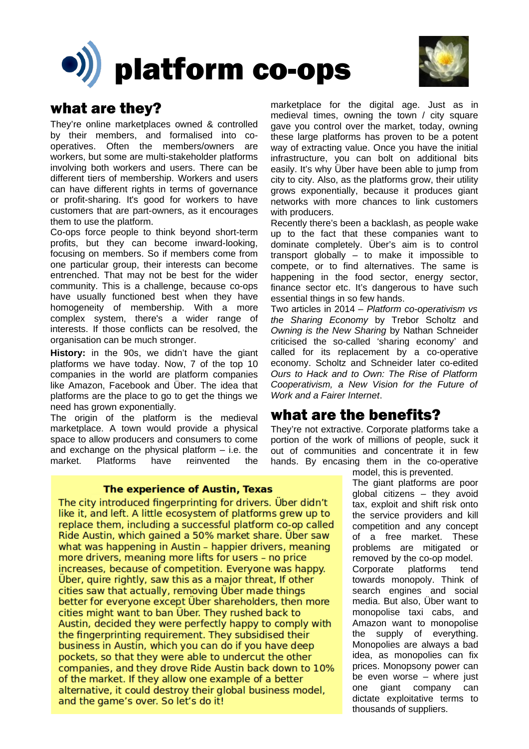# platform co-ops

## what are they?

They're online marketplaces owned & controlled by their members, and formalised into co-operatives. Often the members/owners are workers, but some are multi-stakeholder platforms involving both workers and users. There can be different tiers of membership. Workers and users can have different rights in terms of governance or profit-sharing. It's good for workers to have customers that are part-owners, as it encourages them to use the platform.

Co-ops force people to think beyond short-term profits, but they can become inward-looking, focusing on members. So if members come from one particular group, their interests can become entrenched. That may not be best for the wider community. This is a challenge, because co-ops have usually functioned best when they have homogeneity of membership. With a more complex system, there's a wider range of interests. If those conflicts can be resolved, the organisation can be much stronger.

**History:** in the 90s, we didn't have the giant platforms we have today. Now, 7 of the top 10 companies in the world are platform companies like Amazon, Facebook and Über. The idea that platforms are the place to go to get the things we need has grown exponentially.

The origin of the platform is the medieval marketplace. A town would provide a physical space to allow producers and consumers to come and exchange on the physical platform – i.e. the market. Platforms have reinvented the marketplace for the digital age. Just as in medieval times, owning the town / city square gave you control over the market, today, owning these large platforms has proven to be a potent way of extracting value. Once you have the initial infrastructure, you can bolt on additional bits easily. It's why Über have been able to jump from city to city. Also, as the platforms grow, their utility grows exponentially, because it produces giant networks with more chances to link customers with producers.

Recently there's been a backlash, as people wake up to the fact that these companies want to dominate completely. Über's aim is to control transport globally – to make it impossible to compete, or to find alternatives. The same is happening in the food sector, energy sector, finance sector etc. It's dangerous to have such essential things in so few hands.

Two articles in 2014 – *Platform co-operativism vs the Sharing Economy* by Trebor Scholtz and *Owning is the New Sharing* by Nathan Schneider criticised the so-called 'sharing economy' and called for its replacement by a co-operative economy. Scholtz and Schneider later co-edited *Ours to Hack and to Own: The Rise of Platform Cooperativism, a New Vision for the Future of Work and a Fairer Internet*.

## what are the benefits?

They're not extractive. Corporate platforms take a portion of the work of millions of people, suck it out of communities and concentrate it in few hands. By encasing them in the co-operative model, this is prevented.

The giant platforms are poor global citizens – they avoid tax, exploit and shift risk onto the service providers and kill competition and any concept of a free market. These problems are mitigated or removed by the co-op model.

Corporate platforms tend towards monopoly. Think of search engines and social media. But also, Über want to monopolise taxi cabs, and Amazon want to monopolise the supply of everything. Monopolies are always a bad idea, as monopolies can fix prices. Monopsony power can be even worse – where just one giant company can dictate exploitative terms to thousands of suppliers.

**The experience of Austin, Texas**

The city introduced fingerprinting for drivers. Über didn't like it, and left. A little ecosystem of platforms grew up to replace them, including a successful platform co-op called Ride Austin, which gained a 50% market share. Über saw what was happening in Austin – happier drivers, meaning more drivers, meaning more lifts for users – no price increases, because of competition. Everyone was happy. Über, quire rightly, saw this as a major threat, If other cities saw that actually, removing Über made things better for everyone except Über shareholders, then more cities might want to ban Über. They rushed back to Austin, decided they were perfectly happy to comply with the fingerprinting requirement. They subsidised their business in Austin, which you can do if you have deep pockets, so that they were able to undercut the other companies, and they drove Ride Austin back down to 10% of the market. If they allow one example of a better alternative, it could destroy their global business model, and the game's over. So let's do it!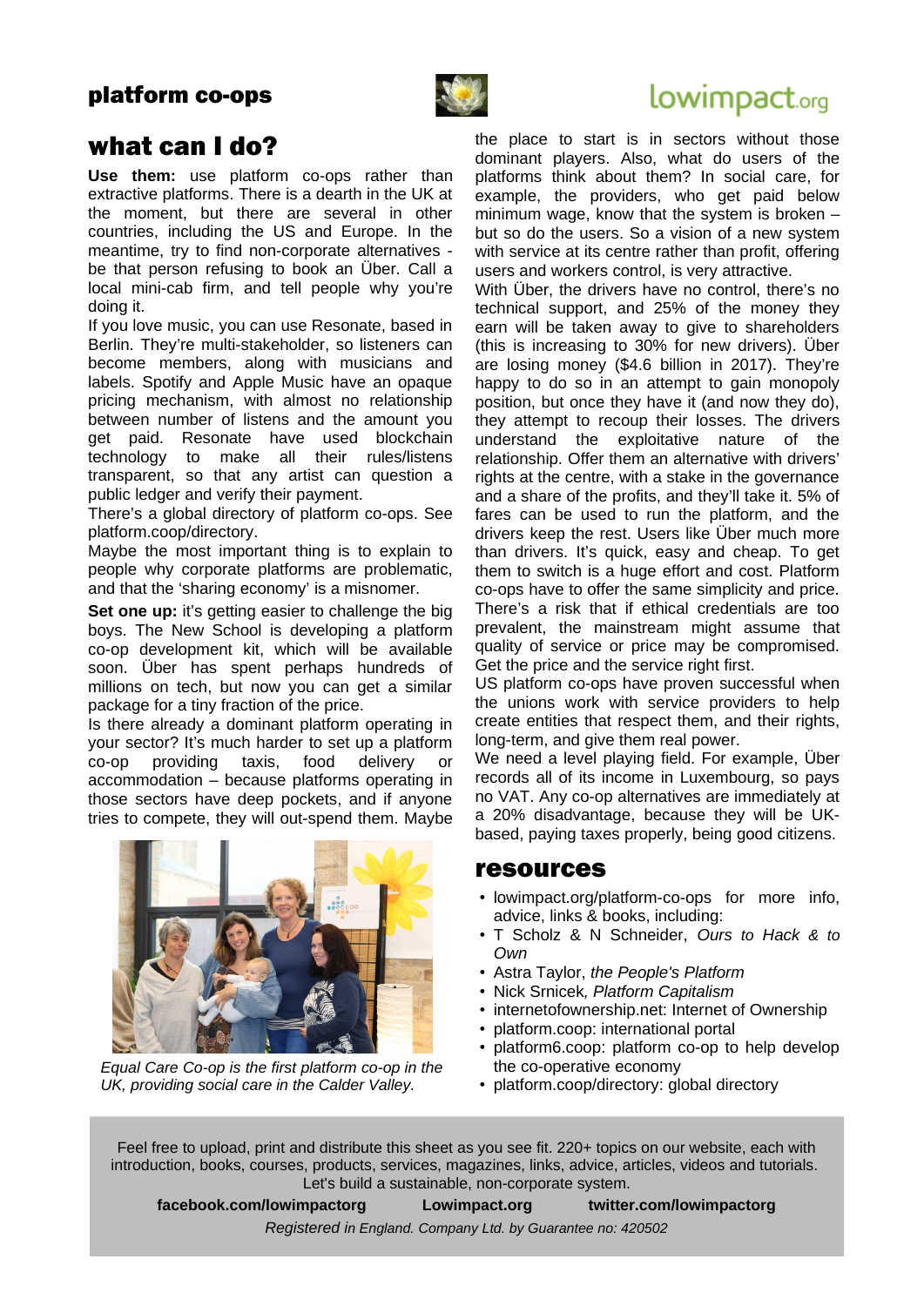## platform co-ops

## what can I do?

**Use them:** use platform co-ops rather than extractive platforms. There is a dearth in the UK at the moment, but there are several in other countries, including the US and Europe. In the meantime, try to find non-corporate alternatives - be that person refusing to book an Über. Call a local mini-cab firm, and tell people why you're doing it.

If you love music, you can use Resonate, based in Berlin. They're multi-stakeholder, so listeners can become members, along with musicians and labels. Spotify and Apple Music have an opaque pricing mechanism, with almost no relationship between number of listens and the amount you get paid. Resonate have used blockchain technology to make all their rules/listens transparent, so that any artist can question a public ledger and verify their payment.

There's a global directory of platform co-ops. See platform.coop/directory.

Maybe the most important thing is to explain to people why corporate platforms are problematic, and that the 'sharing economy' is a misnomer.

**Set one up:** it's getting easier to challenge the big boys. The New School is developing a platform co-op development kit, which will be available soon. Über has spent perhaps hundreds of millions on tech, but now you can get a similar package for a tiny fraction of the price.

Is there already a dominant platform operating in your sector? It's much harder to set up a platform co-op providing taxis, food delivery or accommodation – because platforms operating in those sectors have deep pockets, and if anyone tries to compete, they will out-spend them. Maybe the place to start is in sectors without those dominant players. Also, what do users of the platforms think about them? In social care, for example, the providers, who get paid below minimum wage, know that the system is broken – but so do the users. So a vision of a new system with service at its centre rather than profit, offering users and workers control, is very attractive.

*Equal Care Co-op is the first platform co-op in the UK, providing social care in the Calder Valley.*

With Über, the drivers have no control, there's no technical support, and 25% of the money they earn will be taken away to give to shareholders (this is increasing to 30% for new drivers). Über are losing money ($4.6 billion in 2017). They're happy to do so in an attempt to gain monopoly position, but once they have it (and now they do), they attempt to recoup their losses. The drivers understand the exploitative nature of the relationship. Offer them an alternative with drivers' rights at the centre, with a stake in the governance and a share of the profits, and they'll take it. 5% of fares can be used to run the platform, and the drivers keep the rest. Users like Über much more than drivers. It's quick, easy and cheap. To get them to switch is a huge effort and cost. Platform co-ops have to offer the same simplicity and price.

There's a risk that if ethical credentials are too prevalent, the mainstream might assume that quality of service or price may be compromised. Get the price and the service right first.

US platform co-ops have proven successful when the unions work with service providers to help create entities that respect them, and their rights, long-term, and give them real power.

We need a level playing field. For example, Über records all of its income in Luxembourg, so pays no VAT. Any co-op alternatives are immediately at a 20% disadvantage, because they will be UK-based, paying taxes properly, being good citizens.

## resources

- lowimpact.org/platform-co-ops for more info, advice, links & books, including:
- T Scholz & N Schneider, *Ours to Hack & to Own*
- Astra Taylor, *the People's Platform*
- Nick Srnicek, *Platform Capitalism*
- internetofownership.net: Internet of Ownership
- platform.coop: international portal
- platform6.coop: platform co-op to help develop the co-operative economy
- platform.coop/directory: global directory

Feel free to upload, print and distribute this sheet as you see fit. 220+ topics on our website, each with introduction, books, courses, products, services, magazines, links, advice, articles, videos and tutorials. Let's build a sustainable, non-corporate system.

**facebook.com/lowimpactorg** **Lowimpact.org** **twitter.com/lowimpactorg**

*Registered in England. Company Ltd. by Guarantee no: 420502*